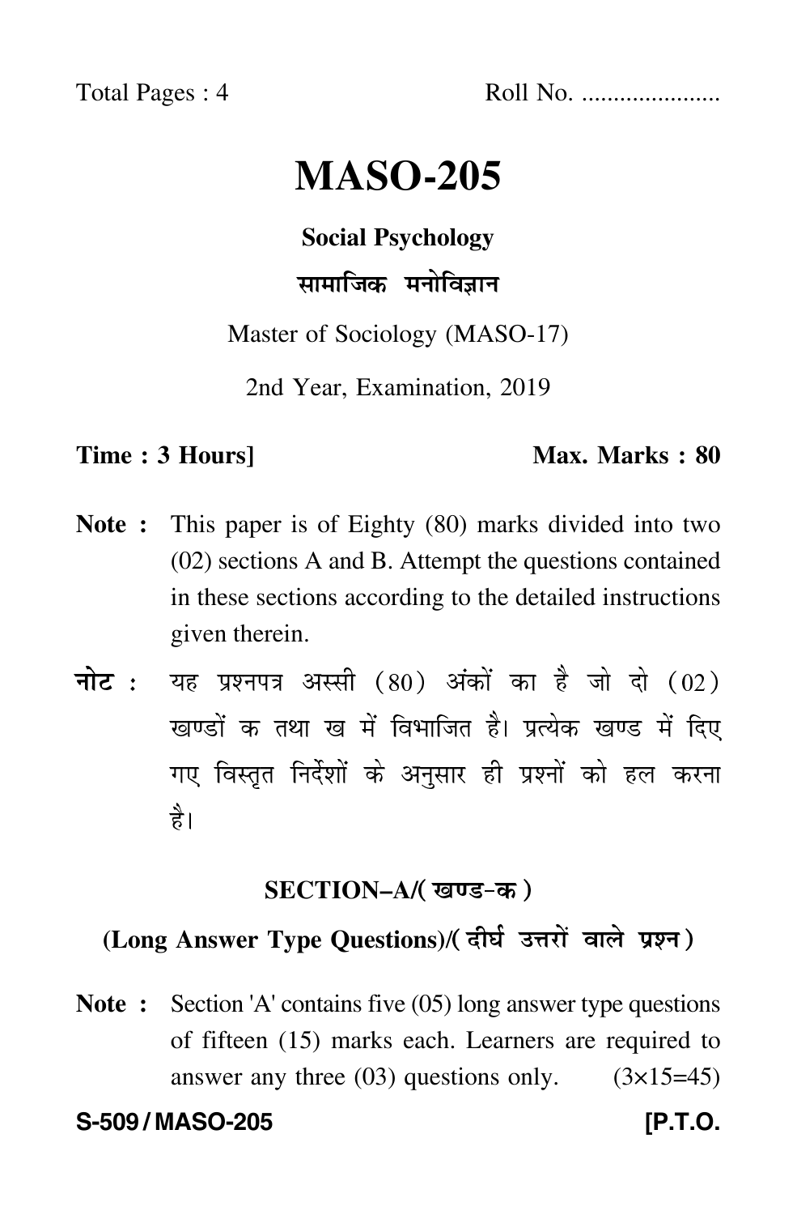Total Pages : 4

Roll No. .....................

# MASO-205

## Social Psychology

## सामाजिक मनोविज्ञान

Master of Sociology (MASO-17)

2nd Year, Examination, 2019

**Time : 3 Hours]** **Max. Marks : 80**

**Note :** This paper is of Eighty (80) marks divided into two (02) sections A and B. Attempt the questions contained in these sections according to the detailed instructions given therein.

**नोट :** यह प्रश्नपत्र अस्सी (80) अंकों का है जो दो (02) खण्डों क तथा ख में विभाजित है। प्रत्येक खण्ड में दिए गए विस्तृत निर्देशों के अनुसार ही प्रश्नों को हल करना है।

### SECTION–A/(खण्ड-क)

### (Long Answer Type Questions)/(दीर्घ उत्तरों वाले प्रश्न)

**Note :** Section 'A' contains five (05) long answer type questions of fifteen (15) marks each. Learners are required to answer any three (03) questions only. (3×15=45)

**S-509 / MASO-205** **[P.T.O.**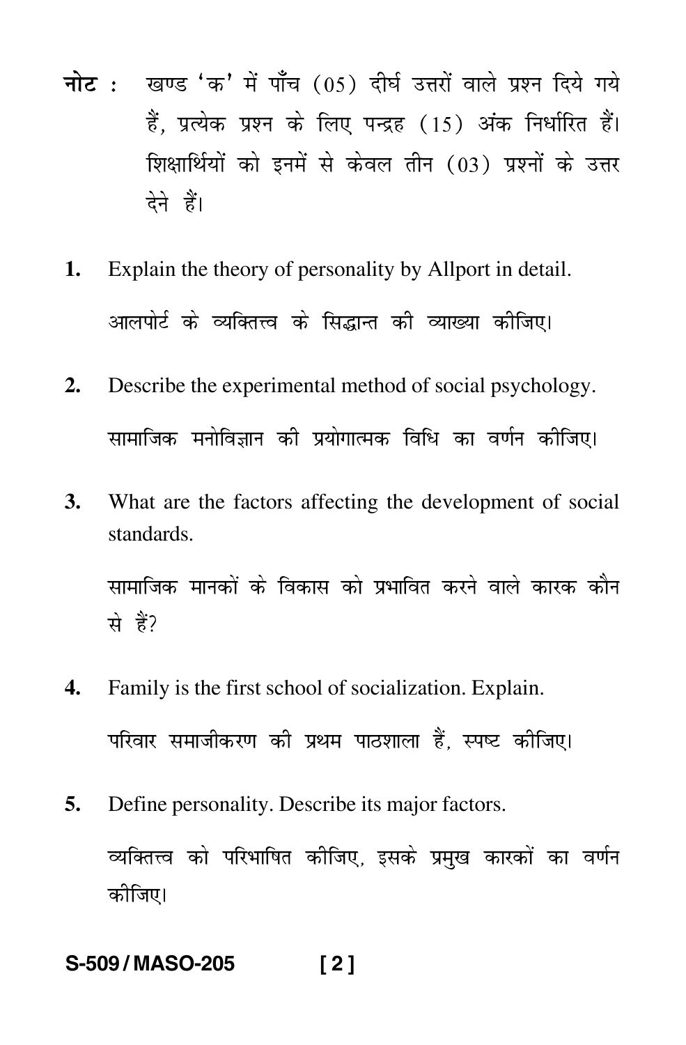**नोट :** खण्ड 'क' में पाँच (05) दीर्घ उत्तरों वाले प्रश्न दिये गये हैं, प्रत्येक प्रश्न के लिए पन्द्रह (15) अंक निर्धारित हैं। शिक्षार्थियों को इनमें से केवल तीन (03) प्रश्नों के उत्तर देने हैं।

**1.** Explain the theory of personality by Allport in detail.

आलपोर्ट के व्यक्तित्त्व के सिद्धान्त की व्याख्या कीजिए।

**2.** Describe the experimental method of social psychology.

सामाजिक मनोविज्ञान की प्रयोगात्मक विधि का वर्णन कीजिए।

**3.** What are the factors affecting the development of social standards.

सामाजिक मानकों के विकास को प्रभावित करने वाले कारक कौन से हैं?

**4.** Family is the first school of socialization. Explain.

परिवार समाजीकरण की प्रथम पाठशाला हैं, स्पष्ट कीजिए।

**5.** Define personality. Describe its major factors.

व्यक्तित्त्व को परिभाषित कीजिए, इसके प्रमुख कारकों का वर्णन कीजिए।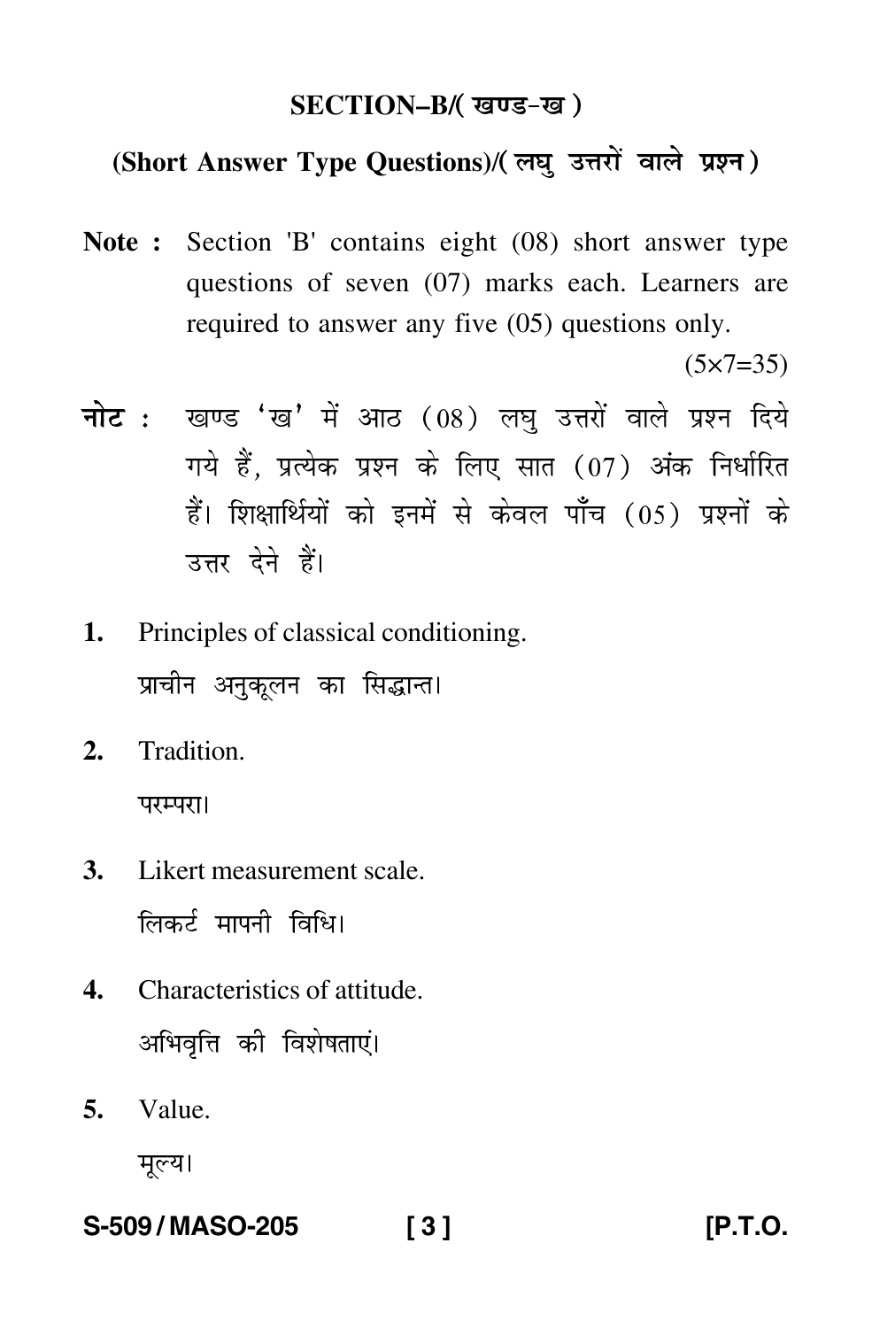## SECTION–B/( खण्ड–ख )

### (Short Answer Type Questions)/( लघु उत्तरों वाले प्रश्न )

**Note :** Section 'B' contains eight (08) short answer type questions of seven (07) marks each. Learners are required to answer any five (05) questions only.

(5×7=35)

**नोट :** खण्ड 'ख' में आठ (08) लघु उत्तरों वाले प्रश्न दिये गये हैं, प्रत्येक प्रश्न के लिए सात (07) अंक निर्धारित हैं। शिक्षार्थियों को इनमें से केवल पाँच (05) प्रश्नों के उत्तर देने हैं।

1. Principles of classical conditioning.

   प्राचीन अनुकूलन का सिद्धान्त।

2. Tradition.

   परम्परा।

3. Likert measurement scale.

   लिकर्ट मापनी विधि।

4. Characteristics of attitude.

   अभिवृत्ति की विशेषताएं।

5. Value.

   मूल्य।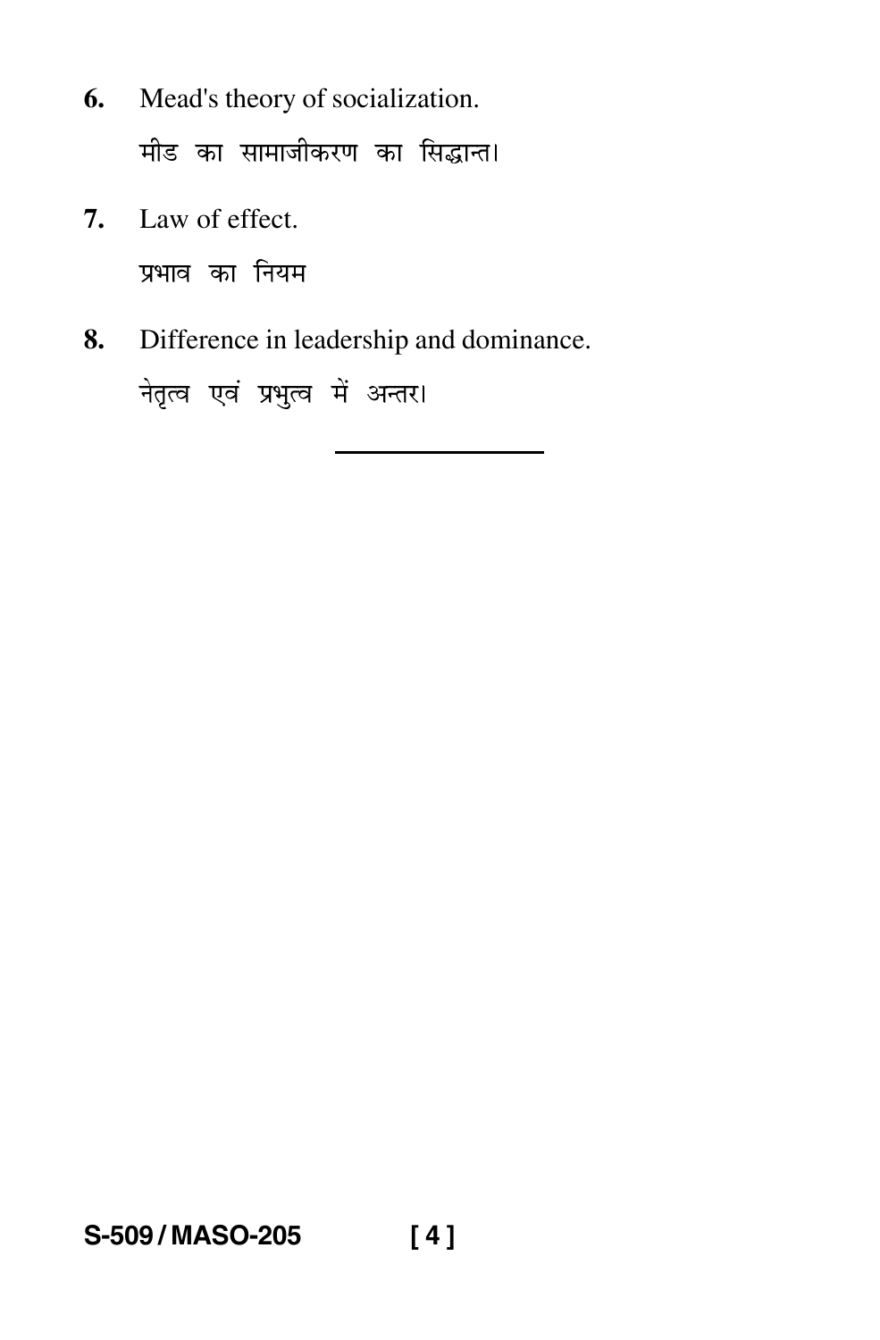6. Mead's theory of socialization.

   मीड का सामाजीकरण का सिद्धान्त।

7. Law of effect.

   प्रभाव का नियम

8. Difference in leadership and dominance.

   नेतृत्व एवं प्रभुत्व में अन्तर।